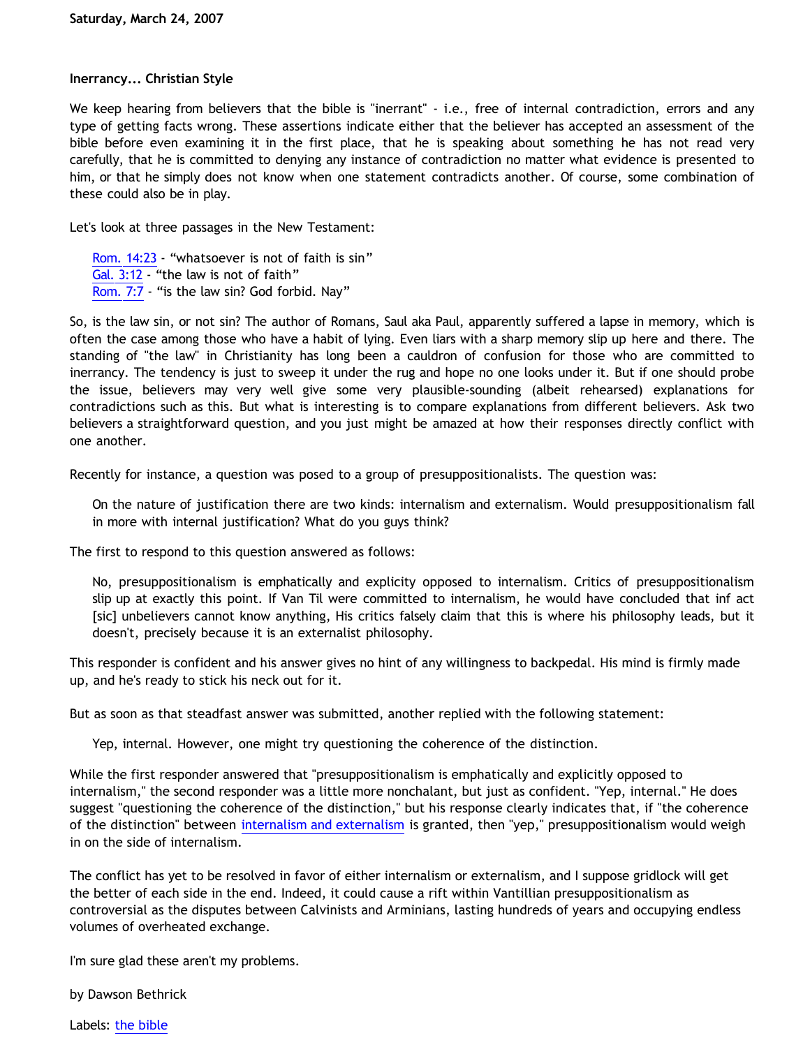Saturday, March 24, 2007

**Inerrancy... Christian Style**

We keep hearing from believers that the bible is "inerrant" - i.e., free of internal contradiction, errors and any type of getting facts wrong. These assertions indicate either that the believer has accepted an assessment of the bible before even examining it in the first place, that he is speaking about something he has not read very carefully, that he is committed to denying any instance of contradiction no matter what evidence is presented to him, or that he simply does not know when one statement contradicts another. Of course, some combination of these could also be in play.

Let's look at three passages in the New Testament:

> Rom. 14:23 - "whatsoever is not of faith is sin"
> Gal. 3:12 - "the law is not of faith"
> Rom. 7:7 - "is the law sin? God forbid. Nay"

So, is the law sin, or not sin? The author of Romans, Saul aka Paul, apparently suffered a lapse in memory, which is often the case among those who have a habit of lying. Even liars with a sharp memory slip up here and there. The standing of "the law" in Christianity has long been a cauldron of confusion for those who are committed to inerrancy. The tendency is just to sweep it under the rug and hope no one looks under it. But if one should probe the issue, believers may very well give some very plausible-sounding (albeit rehearsed) explanations for contradictions such as this. But what is interesting is to compare explanations from different believers. Ask two believers a straightforward question, and you just might be amazed at how their responses directly conflict with one another.

Recently for instance, a question was posed to a group of presuppositionalists. The question was:

> On the nature of justification there are two kinds: internalism and externalism. Would presuppositionalism fall in more with internal justification? What do you guys think?

The first to respond to this question answered as follows:

> No, presuppositionalism is emphatically and explicity opposed to internalism. Critics of presuppositionalism slip up at exactly this point. If Van Til were committed to internalism, he would have concluded that inf act [sic] unbelievers cannot know anything, His critics falsely claim that this is where his philosophy leads, but it doesn't, precisely because it is an externalist philosophy.

This responder is confident and his answer gives no hint of any willingness to backpedal. His mind is firmly made up, and he's ready to stick his neck out for it.

But as soon as that steadfast answer was submitted, another replied with the following statement:

> Yep, internal. However, one might try questioning the coherence of the distinction.

While the first responder answered that "presuppositionalism is emphatically and explicitly opposed to internalism," the second responder was a little more nonchalant, but just as confident. "Yep, internal." He does suggest "questioning the coherence of the distinction," but his response clearly indicates that, if "the coherence of the distinction" between internalism and externalism is granted, then "yep," presuppositionalism would weigh in on the side of internalism.

The conflict has yet to be resolved in favor of either internalism or externalism, and I suppose gridlock will get the better of each side in the end. Indeed, it could cause a rift within Vantillian presuppositionalism as controversial as the disputes between Calvinists and Arminians, lasting hundreds of years and occupying endless volumes of overheated exchange.

I'm sure glad these aren't my problems.

by Dawson Bethrick

Labels: the bible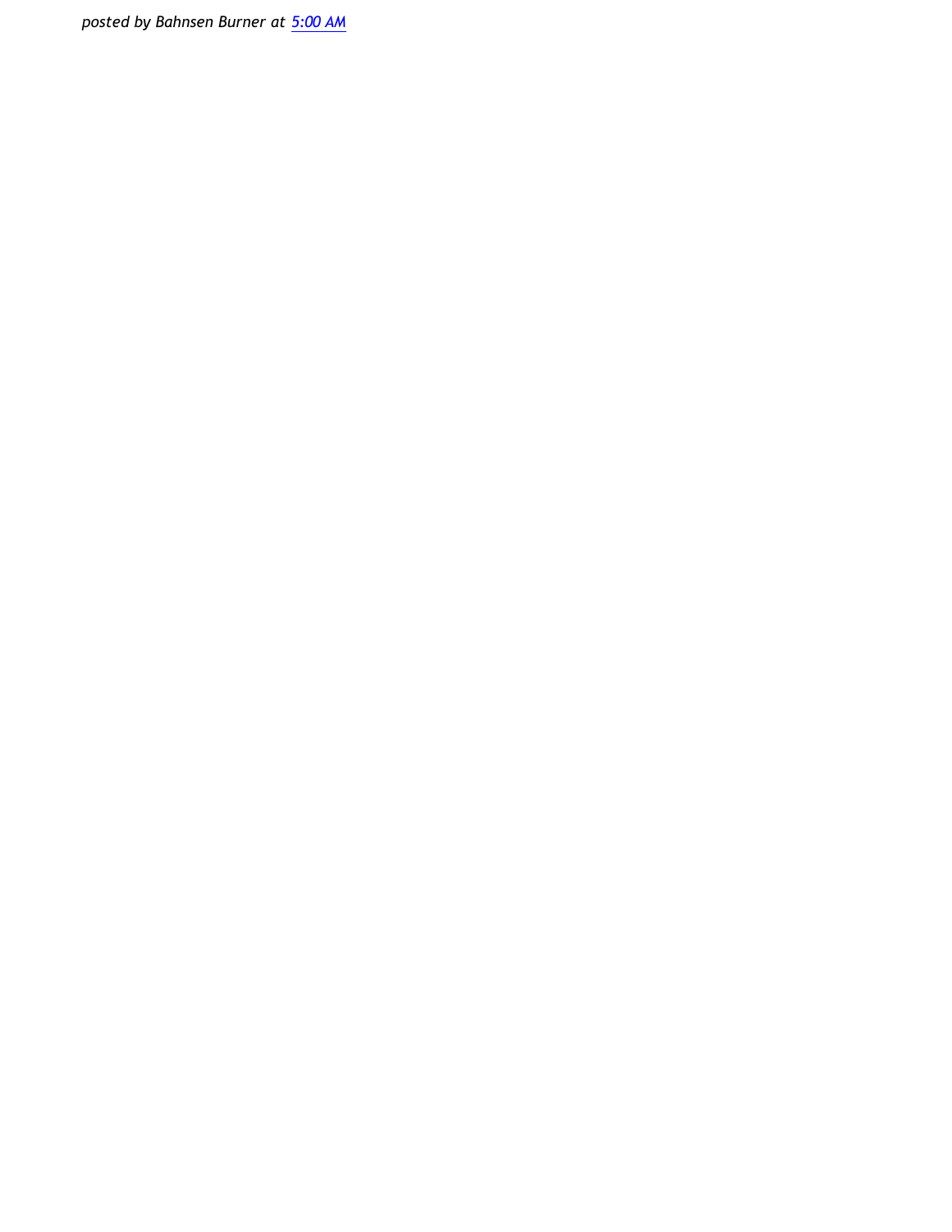*posted by Bahnsen Burner at [5:00 AM]()*